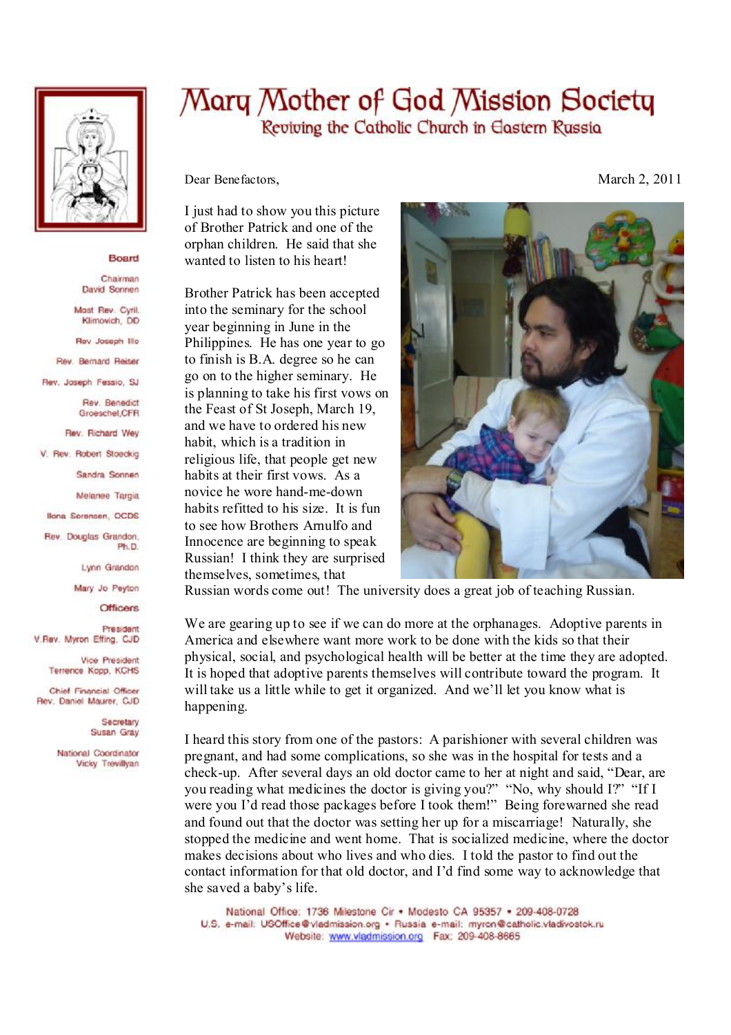# Mary Mother of God Mission Society

## Reviving the Catholic Church in Eastern Russia

**Board**

Chairman
David Sonnen

Most Rev. Cyril Klimovich, DD

Rev Joseph Illo

Rev. Bernard Reiser

Rev. Joseph Fessio, SJ

Rev. Benedict Groeschel,CFR

Rev. Richard Wey

V. Rev. Robert Stoeckig

Sandra Sonnen

Melanee Targia

Ilona Sorensen, OCDS

Rev. Douglas Grandon, Ph.D.

Lynn Grandon

Mary Jo Peyton

**Officers**

President
V.Rev. Myron Effing, CJD

Vice President
Terrence Kopp, KCHS

Chief Financial Officer
Rev. Daniel Maurer, CJD

Secretary
Susan Gray

National Coordinator
Vicky Trevillyan

Dear Benefactors,

March 2, 2011

I just had to show you this picture of Brother Patrick and one of the orphan children. He said that she wanted to listen to his heart!

Brother Patrick has been accepted into the seminary for the school year beginning in June in the Philippines. He has one year to go to finish is B.A. degree so he can go on to the higher seminary. He is planning to take his first vows on the Feast of St Joseph, March 19, and we have to ordered his new habit, which is a tradition in religious life, that people get new habits at their first vows. As a novice he wore hand-me-down habits refitted to his size. It is fun to see how Brothers Arnulfo and Innocence are beginning to speak Russian! I think they are surprised themselves, sometimes, that Russian words come out! The university does a great job of teaching Russian.

We are gearing up to see if we can do more at the orphanages. Adoptive parents in America and elsewhere want more work to be done with the kids so that their physical, social, and psychological health will be better at the time they are adopted. It is hoped that adoptive parents themselves will contribute toward the program. It will take us a little while to get it organized. And we'll let you know what is happening.

I heard this story from one of the pastors: A parishioner with several children was pregnant, and had some complications, so she was in the hospital for tests and a check-up. After several days an old doctor came to her at night and said, "Dear, are you reading what medicines the doctor is giving you?" "No, why should I?" "If I were you I'd read those packages before I took them!" Being forewarned she read and found out that the doctor was setting her up for a miscarriage! Naturally, she stopped the medicine and went home. That is socialized medicine, where the doctor makes decisions about who lives and who dies. I told the pastor to find out the contact information for that old doctor, and I'd find some way to acknowledge that she saved a baby's life.

National Office: 1736 Milestone Cir • Modesto CA 95357 • 209-408-0728
U.S. e-mail: USOffice@vladmission.org • Russia e-mail: myron@catholic.vladivostok.ru
Website: www.vladmission.org Fax: 209-408-8665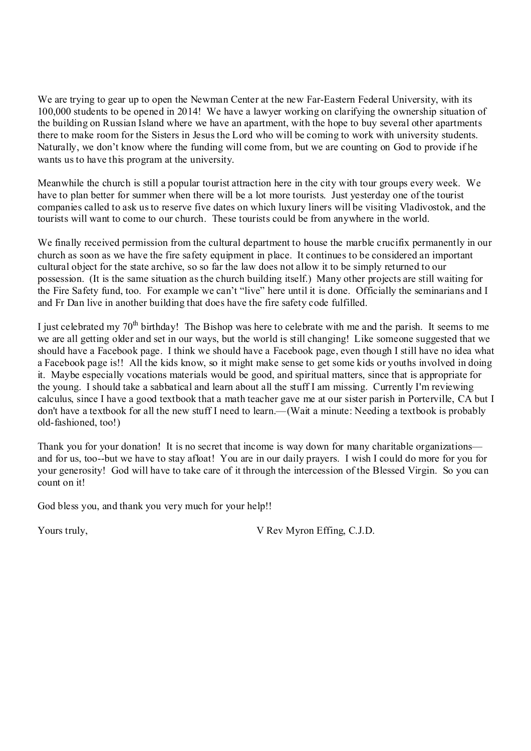We are trying to gear up to open the Newman Center at the new Far-Eastern Federal University, with its 100,000 students to be opened in 2014! We have a lawyer working on clarifying the ownership situation of the building on Russian Island where we have an apartment, with the hope to buy several other apartments there to make room for the Sisters in Jesus the Lord who will be coming to work with university students. Naturally, we don't know where the funding will come from, but we are counting on God to provide if he wants us to have this program at the university.

Meanwhile the church is still a popular tourist attraction here in the city with tour groups every week. We have to plan better for summer when there will be a lot more tourists. Just yesterday one of the tourist companies called to ask us to reserve five dates on which luxury liners will be visiting Vladivostok, and the tourists will want to come to our church. These tourists could be from anywhere in the world.

We finally received permission from the cultural department to house the marble crucifix permanently in our church as soon as we have the fire safety equipment in place. It continues to be considered an important cultural object for the state archive, so so far the law does not allow it to be simply returned to our possession. (It is the same situation as the church building itself.) Many other projects are still waiting for the Fire Safety fund, too. For example we can't "live" here until it is done. Officially the seminarians and I and Fr Dan live in another building that does have the fire safety code fulfilled.

I just celebrated my 70th birthday! The Bishop was here to celebrate with me and the parish. It seems to me we are all getting older and set in our ways, but the world is still changing! Like someone suggested that we should have a Facebook page. I think we should have a Facebook page, even though I still have no idea what a Facebook page is!! All the kids know, so it might make sense to get some kids or youths involved in doing it. Maybe especially vocations materials would be good, and spiritual matters, since that is appropriate for the young. I should take a sabbatical and learn about all the stuff I am missing. Currently I'm reviewing calculus, since I have a good textbook that a math teacher gave me at our sister parish in Porterville, CA but I don't have a textbook for all the new stuff I need to learn.—(Wait a minute: Needing a textbook is probably old-fashioned, too!)

Thank you for your donation! It is no secret that income is way down for many charitable organizations—and for us, too--but we have to stay afloat! You are in our daily prayers. I wish I could do more for you for your generosity! God will have to take care of it through the intercession of the Blessed Virgin. So you can count on it!

God bless you, and thank you very much for your help!!

Yours truly,

V Rev Myron Effing, C.J.D.